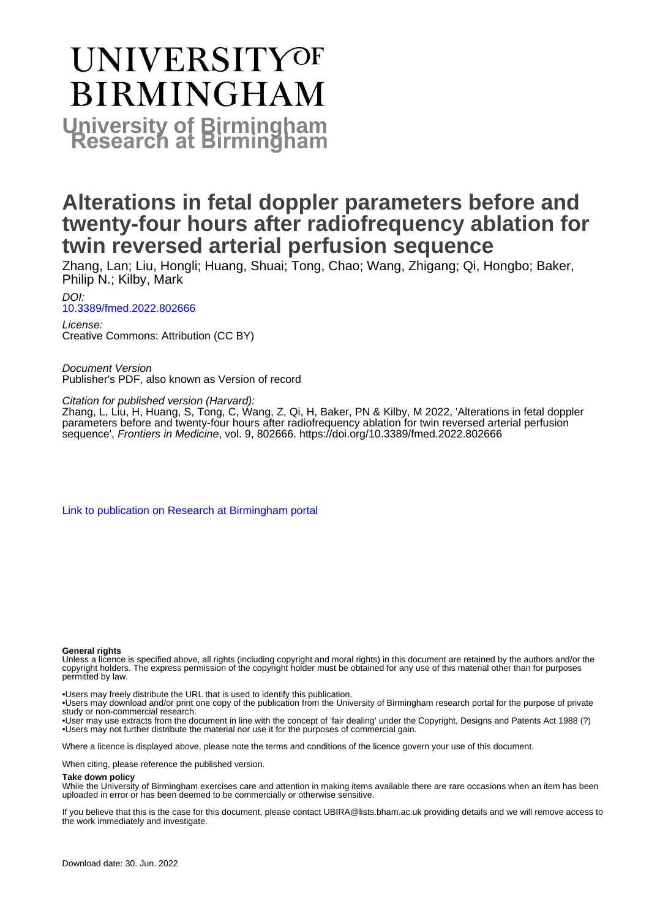# UNIVERSITY OF BIRMINGHAM

**University of Birmingham Research at Birmingham**

# Alterations in fetal doppler parameters before and twenty-four hours after radiofrequency ablation for twin reversed arterial perfusion sequence

Zhang, Lan; Liu, Hongli; Huang, Shuai; Tong, Chao; Wang, Zhigang; Qi, Hongbo; Baker, Philip N.; Kilby, Mark

*DOI:*
10.3389/fmed.2022.802666

*License:*
Creative Commons: Attribution (CC BY)

*Document Version*
Publisher's PDF, also known as Version of record

*Citation for published version (Harvard):*
Zhang, L, Liu, H, Huang, S, Tong, C, Wang, Z, Qi, H, Baker, PN & Kilby, M 2022, 'Alterations in fetal doppler parameters before and twenty-four hours after radiofrequency ablation for twin reversed arterial perfusion sequence', *Frontiers in Medicine*, vol. 9, 802666. https://doi.org/10.3389/fmed.2022.802666

Link to publication on Research at Birmingham portal

**General rights**
Unless a licence is specified above, all rights (including copyright and moral rights) in this document are retained by the authors and/or the copyright holders. The express permission of the copyright holder must be obtained for any use of this material other than for purposes permitted by law.

•Users may freely distribute the URL that is used to identify this publication.
•Users may download and/or print one copy of the publication from the University of Birmingham research portal for the purpose of private study or non-commercial research.
•User may use extracts from the document in line with the concept of 'fair dealing' under the Copyright, Designs and Patents Act 1988 (?)
•Users may not further distribute the material nor use it for the purposes of commercial gain.

Where a licence is displayed above, please note the terms and conditions of the licence govern your use of this document.

When citing, please reference the published version.

**Take down policy**
While the University of Birmingham exercises care and attention in making items available there are rare occasions when an item has been uploaded in error or has been deemed to be commercially or otherwise sensitive.

If you believe that this is the case for this document, please contact UBIRA@lists.bham.ac.uk providing details and we will remove access to the work immediately and investigate.

Download date: 30. Jun. 2022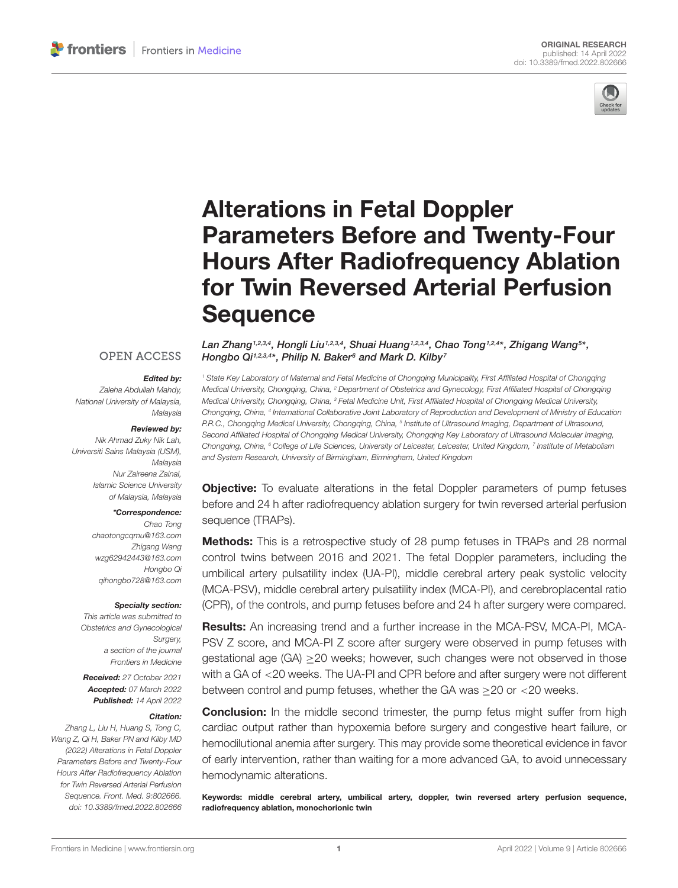# Alterations in Fetal Doppler Parameters Before and Twenty-Four Hours After Radiofrequency Ablation for Twin Reversed Arterial Perfusion Sequence

Lan Zhang[1,2,3,4], Hongli Liu[1,2,3,4], Shuai Huang[1,2,3,4], Chao Tong[1,2,4*], Zhigang Wang[5*], Hongbo Qi[1,2,3,4*], Philip N. Baker[6] and Mark D. Kilby[7]

[1] State Key Laboratory of Maternal and Fetal Medicine of Chongqing Municipality, First Affiliated Hospital of Chongqing Medical University, Chongqing, China, [2] Department of Obstetrics and Gynecology, First Affiliated Hospital of Chongqing Medical University, Chongqing, China, [3] Fetal Medicine Unit, First Affiliated Hospital of Chongqing Medical University, Chongqing, China, [4] International Collaborative Joint Laboratory of Reproduction and Development of Ministry of Education P.R.C., Chongqing Medical University, Chongqing, China, [5] Institute of Ultrasound Imaging, Department of Ultrasound, Second Affiliated Hospital of Chongqing Medical University, Chongqing Key Laboratory of Ultrasound Molecular Imaging, Chongqing, China, [6] College of Life Sciences, University of Leicester, Leicester, United Kingdom, [7] Institute of Metabolism and System Research, University of Birmingham, Birmingham, United Kingdom

OPEN ACCESS

***Edited by:***
*Zaleha Abdullah Mahdy, National University of Malaysia, Malaysia*

***Reviewed by:***
*Nik Ahmad Zuky Nik Lah, Universiti Sains Malaysia (USM), Malaysia*
*Nur Zaireena Zainal, Islamic Science University of Malaysia, Malaysia*

***\*Correspondence:***
*Chao Tong*
*chaotongcqmu@163.com*
*Zhigang Wang*
*wzg62942443@163.com*
*Hongbo Qi*
*qihongbo728@163.com*

***Specialty section:***
*This article was submitted to Obstetrics and Gynecological Surgery, a section of the journal Frontiers in Medicine*

***Received:*** *27 October 2021*
***Accepted:*** *07 March 2022*
***Published:*** *14 April 2022*

***Citation:***
*Zhang L, Liu H, Huang S, Tong C, Wang Z, Qi H, Baker PN and Kilby MD (2022) Alterations in Fetal Doppler Parameters Before and Twenty-Four Hours After Radiofrequency Ablation for Twin Reversed Arterial Perfusion Sequence. Front. Med. 9:802666. doi: 10.3389/fmed.2022.802666*

**Objective:** To evaluate alterations in the fetal Doppler parameters of pump fetuses before and 24 h after radiofrequency ablation surgery for twin reversed arterial perfusion sequence (TRAPs).

**Methods:** This is a retrospective study of 28 pump fetuses in TRAPs and 28 normal control twins between 2016 and 2021. The fetal Doppler parameters, including the umbilical artery pulsatility index (UA-PI), middle cerebral artery peak systolic velocity (MCA-PSV), middle cerebral artery pulsatility index (MCA-PI), and cerebroplacental ratio (CPR), of the controls, and pump fetuses before and 24 h after surgery were compared.

**Results:** An increasing trend and a further increase in the MCA-PSV, MCA-PI, MCA-PSV Z score, and MCA-PI Z score after surgery were observed in pump fetuses with gestational age (GA) ≥20 weeks; however, such changes were not observed in those with a GA of <20 weeks. The UA-PI and CPR before and after surgery were not different between control and pump fetuses, whether the GA was ≥20 or <20 weeks.

**Conclusion:** In the middle second trimester, the pump fetus might suffer from high cardiac output rather than hypoxemia before surgery and congestive heart failure, or hemodilutional anemia after surgery. This may provide some theoretical evidence in favor of early intervention, rather than waiting for a more advanced GA, to avoid unnecessary hemodynamic alterations.

**Keywords: middle cerebral artery, umbilical artery, doppler, twin reversed artery perfusion sequence, radiofrequency ablation, monochorionic twin**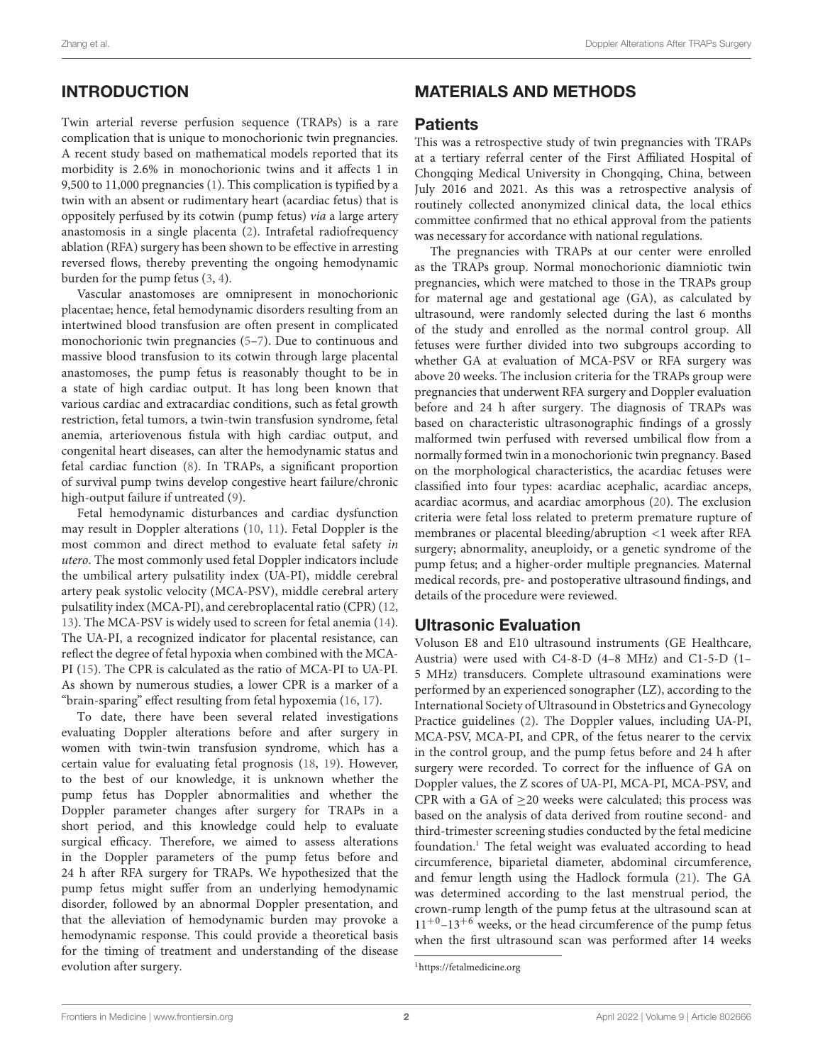## INTRODUCTION

Twin arterial reverse perfusion sequence (TRAPs) is a rare complication that is unique to monochorionic twin pregnancies. A recent study based on mathematical models reported that its morbidity is 2.6% in monochorionic twins and it affects 1 in 9,500 to 11,000 pregnancies (1). This complication is typified by a twin with an absent or rudimentary heart (acardiac fetus) that is oppositely perfused by its cotwin (pump fetus) *via* a large artery anastomosis in a single placenta (2). Intrafetal radiofrequency ablation (RFA) surgery has been shown to be effective in arresting reversed flows, thereby preventing the ongoing hemodynamic burden for the pump fetus (3, 4).

Vascular anastomoses are omnipresent in monochorionic placentae; hence, fetal hemodynamic disorders resulting from an intertwined blood transfusion are often present in complicated monochorionic twin pregnancies (5–7). Due to continuous and massive blood transfusion to its cotwin through large placental anastomoses, the pump fetus is reasonably thought to be in a state of high cardiac output. It has long been known that various cardiac and extracardiac conditions, such as fetal growth restriction, fetal tumors, a twin-twin transfusion syndrome, fetal anemia, arteriovenous fistula with high cardiac output, and congenital heart diseases, can alter the hemodynamic status and fetal cardiac function (8). In TRAPs, a significant proportion of survival pump twins develop congestive heart failure/chronic high-output failure if untreated (9).

Fetal hemodynamic disturbances and cardiac dysfunction may result in Doppler alterations (10, 11). Fetal Doppler is the most common and direct method to evaluate fetal safety *in utero*. The most commonly used fetal Doppler indicators include the umbilical artery pulsatility index (UA-PI), middle cerebral artery peak systolic velocity (MCA-PSV), middle cerebral artery pulsatility index (MCA-PI), and cerebroplacental ratio (CPR) (12, 13). The MCA-PSV is widely used to screen for fetal anemia (14). The UA-PI, a recognized indicator for placental resistance, can reflect the degree of fetal hypoxia when combined with the MCA-PI (15). The CPR is calculated as the ratio of MCA-PI to UA-PI. As shown by numerous studies, a lower CPR is a marker of a "brain-sparing" effect resulting from fetal hypoxemia (16, 17).

To date, there have been several related investigations evaluating Doppler alterations before and after surgery in women with twin-twin transfusion syndrome, which has a certain value for evaluating fetal prognosis (18, 19). However, to the best of our knowledge, it is unknown whether the pump fetus has Doppler abnormalities and whether the Doppler parameter changes after surgery for TRAPs in a short period, and this knowledge could help to evaluate surgical efficacy. Therefore, we aimed to assess alterations in the Doppler parameters of the pump fetus before and 24 h after RFA surgery for TRAPs. We hypothesized that the pump fetus might suffer from an underlying hemodynamic disorder, followed by an abnormal Doppler presentation, and that the alleviation of hemodynamic burden may provoke a hemodynamic response. This could provide a theoretical basis for the timing of treatment and understanding of the disease evolution after surgery.

## MATERIALS AND METHODS

### Patients

This was a retrospective study of twin pregnancies with TRAPs at a tertiary referral center of the First Affiliated Hospital of Chongqing Medical University in Chongqing, China, between July 2016 and 2021. As this was a retrospective analysis of routinely collected anonymized clinical data, the local ethics committee confirmed that no ethical approval from the patients was necessary for accordance with national regulations.

The pregnancies with TRAPs at our center were enrolled as the TRAPs group. Normal monochorionic diamniotic twin pregnancies, which were matched to those in the TRAPs group for maternal age and gestational age (GA), as calculated by ultrasound, were randomly selected during the last 6 months of the study and enrolled as the normal control group. All fetuses were further divided into two subgroups according to whether GA at evaluation of MCA-PSV or RFA surgery was above 20 weeks. The inclusion criteria for the TRAPs group were pregnancies that underwent RFA surgery and Doppler evaluation before and 24 h after surgery. The diagnosis of TRAPs was based on characteristic ultrasonographic findings of a grossly malformed twin perfused with reversed umbilical flow from a normally formed twin in a monochorionic twin pregnancy. Based on the morphological characteristics, the acardiac fetuses were classified into four types: acardiac acephalic, acardiac anceps, acardiac acormus, and acardiac amorphous (20). The exclusion criteria were fetal loss related to preterm premature rupture of membranes or placental bleeding/abruption <1 week after RFA surgery; abnormality, aneuploidy, or a genetic syndrome of the pump fetus; and a higher-order multiple pregnancies. Maternal medical records, pre- and postoperative ultrasound findings, and details of the procedure were reviewed.

### Ultrasonic Evaluation

Voluson E8 and E10 ultrasound instruments (GE Healthcare, Austria) were used with C4-8-D (4–8 MHz) and C1-5-D (1–5 MHz) transducers. Complete ultrasound examinations were performed by an experienced sonographer (LZ), according to the International Society of Ultrasound in Obstetrics and Gynecology Practice guidelines (2). The Doppler values, including UA-PI, MCA-PSV, MCA-PI, and CPR, of the fetus nearer to the cervix in the control group, and the pump fetus before and 24 h after surgery were recorded. To correct for the influence of GA on Doppler values, the Z scores of UA-PI, MCA-PI, MCA-PSV, and CPR with a GA of ≥20 weeks were calculated; this process was based on the analysis of data derived from routine second- and third-trimester screening studies conducted by the fetal medicine foundation.[1] The fetal weight was evaluated according to head circumference, biparietal diameter, abdominal circumference, and femur length using the Hadlock formula (21). The GA was determined according to the last menstrual period, the crown-rump length of the pump fetus at the ultrasound scan at $11^{+0}$–$13^{+6}$ weeks, or the head circumference of the pump fetus when the first ultrasound scan was performed after 14 weeks

[1] https://fetalmedicine.org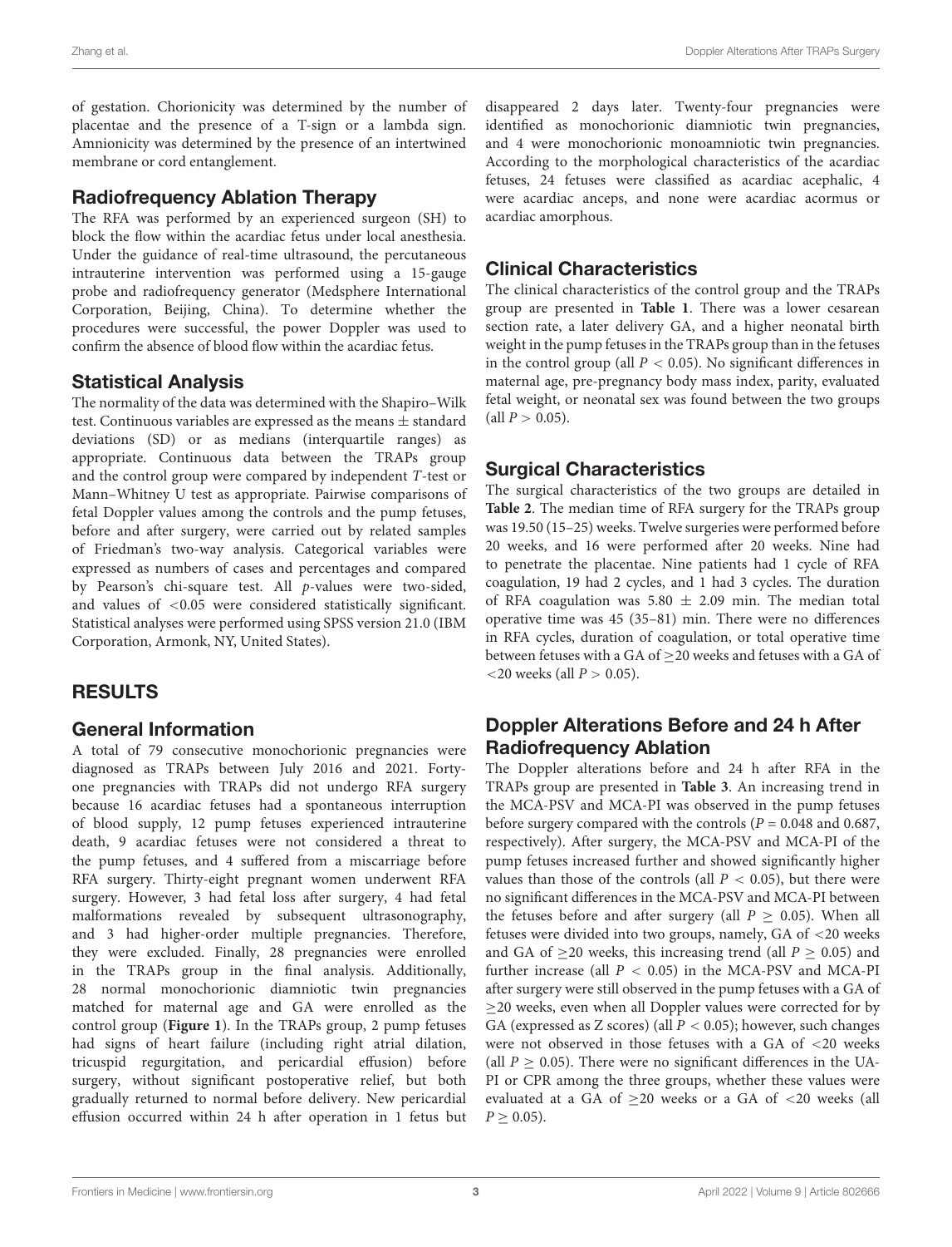of gestation. Chorionicity was determined by the number of placentae and the presence of a T-sign or a lambda sign. Amnionicity was determined by the presence of an intertwined membrane or cord entanglement.

## Radiofrequency Ablation Therapy

The RFA was performed by an experienced surgeon (SH) to block the flow within the acardiac fetus under local anesthesia. Under the guidance of real-time ultrasound, the percutaneous intrauterine intervention was performed using a 15-gauge probe and radiofrequency generator (Medsphere International Corporation, Beijing, China). To determine whether the procedures were successful, the power Doppler was used to confirm the absence of blood flow within the acardiac fetus.

## Statistical Analysis

The normality of the data was determined with the Shapiro–Wilk test. Continuous variables are expressed as the means ± standard deviations (SD) or as medians (interquartile ranges) as appropriate. Continuous data between the TRAPs group and the control group were compared by independent *T*-test or Mann–Whitney U test as appropriate. Pairwise comparisons of fetal Doppler values among the controls and the pump fetuses, before and after surgery, were carried out by related samples of Friedman's two-way analysis. Categorical variables were expressed as numbers of cases and percentages and compared by Pearson's chi-square test. All *p*-values were two-sided, and values of <0.05 were considered statistically significant. Statistical analyses were performed using SPSS version 21.0 (IBM Corporation, Armonk, NY, United States).

# RESULTS

## General Information

A total of 79 consecutive monochorionic pregnancies were diagnosed as TRAPs between July 2016 and 2021. Forty-one pregnancies with TRAPs did not undergo RFA surgery because 16 acardiac fetuses had a spontaneous interruption of blood supply, 12 pump fetuses experienced intrauterine death, 9 acardiac fetuses were not considered a threat to the pump fetuses, and 4 suffered from a miscarriage before RFA surgery. Thirty-eight pregnant women underwent RFA surgery. However, 3 had fetal loss after surgery, 4 had fetal malformations revealed by subsequent ultrasonography, and 3 had higher-order multiple pregnancies. Therefore, they were excluded. Finally, 28 pregnancies were enrolled in the TRAPs group in the final analysis. Additionally, 28 normal monochorionic diamniotic twin pregnancies matched for maternal age and GA were enrolled as the control group (**Figure 1**). In the TRAPs group, 2 pump fetuses had signs of heart failure (including right atrial dilation, tricuspid regurgitation, and pericardial effusion) before surgery, without significant postoperative relief, but both gradually returned to normal before delivery. New pericardial effusion occurred within 24 h after operation in 1 fetus but disappeared 2 days later. Twenty-four pregnancies were identified as monochorionic diamniotic twin pregnancies, and 4 were monochorionic monoamniotic twin pregnancies. According to the morphological characteristics of the acardiac fetuses, 24 fetuses were classified as acardiac acephalic, 4 were acardiac anceps, and none were acardiac acormus or acardiac amorphous.

## Clinical Characteristics

The clinical characteristics of the control group and the TRAPs group are presented in **Table 1**. There was a lower cesarean section rate, a later delivery GA, and a higher neonatal birth weight in the pump fetuses in the TRAPs group than in the fetuses in the control group (all $P < 0.05$). No significant differences in maternal age, pre-pregnancy body mass index, parity, evaluated fetal weight, or neonatal sex was found between the two groups (all $P > 0.05$).

## Surgical Characteristics

The surgical characteristics of the two groups are detailed in **Table 2**. The median time of RFA surgery for the TRAPs group was 19.50 (15–25) weeks. Twelve surgeries were performed before 20 weeks, and 16 were performed after 20 weeks. Nine had to penetrate the placentae. Nine patients had 1 cycle of RFA coagulation, 19 had 2 cycles, and 1 had 3 cycles. The duration of RFA coagulation was 5.80 ± 2.09 min. The median total operative time was 45 (35–81) min. There were no differences in RFA cycles, duration of coagulation, or total operative time between fetuses with a GA of ≥20 weeks and fetuses with a GA of <20 weeks (all $P > 0.05$).

## Doppler Alterations Before and 24 h After Radiofrequency Ablation

The Doppler alterations before and 24 h after RFA in the TRAPs group are presented in **Table 3**. An increasing trend in the MCA-PSV and MCA-PI was observed in the pump fetuses before surgery compared with the controls ($P = 0.048$ and 0.687, respectively). After surgery, the MCA-PSV and MCA-PI of the pump fetuses increased further and showed significantly higher values than those of the controls (all $P < 0.05$), but there were no significant differences in the MCA-PSV and MCA-PI between the fetuses before and after surgery (all $P \geq 0.05$). When all fetuses were divided into two groups, namely, GA of <20 weeks and GA of ≥20 weeks, this increasing trend (all $P \geq 0.05$) and further increase (all $P < 0.05$) in the MCA-PSV and MCA-PI after surgery were still observed in the pump fetuses with a GA of ≥20 weeks, even when all Doppler values were corrected for by GA (expressed as Z scores) (all $P < 0.05$); however, such changes were not observed in those fetuses with a GA of <20 weeks (all $P \geq 0.05$). There were no significant differences in the UA-PI or CPR among the three groups, whether these values were evaluated at a GA of ≥20 weeks or a GA of <20 weeks (all $P \geq 0.05$).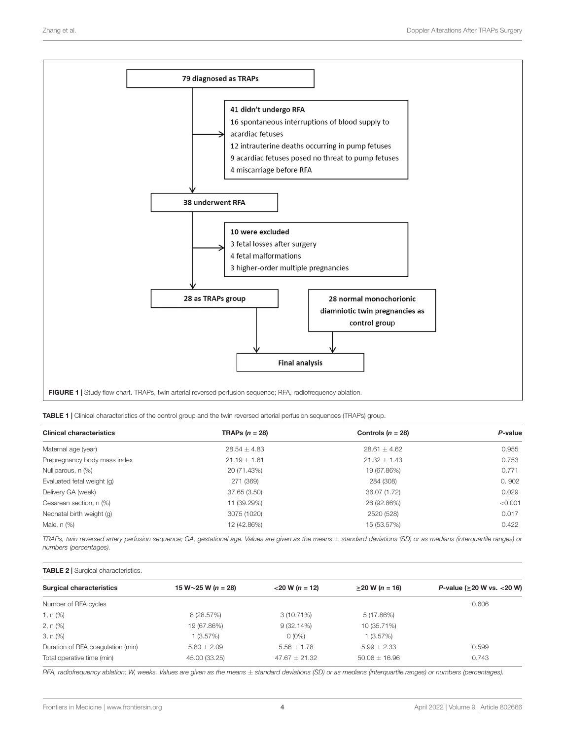79 diagnosed as TRAPs

41 didn't undergo RFA
16 spontaneous interruptions of blood supply to acardiac fetuses
12 intrauterine deaths occurring in pump fetuses
9 acardiac fetuses posed no threat to pump fetuses
4 miscarriage before RFA

38 underwent RFA

10 were excluded
3 fetal losses after surgery
4 fetal malformations
3 higher-order multiple pregnancies

28 as TRAPs group

28 normal monochorionic diamniotic twin pregnancies as control group

Final analysis

**FIGURE 1 |** Study flow chart. TRAPs, twin arterial reversed perfusion sequence; RFA, radiofrequency ablation.

**TABLE 1 |** Clinical characteristics of the control group and the twin reversed arterial perfusion sequences (TRAPs) group.

| Clinical characteristics | TRAPs (*n* = 28) | Controls (*n* = 28) | *P*-value |
|---|---|---|---|
| Maternal age (year) | 28.54 ± 4.83 | 28.61 ± 4.62 | 0.955 |
| Prepregnancy body mass index | 21.19 ± 1.61 | 21.32 ± 1.43 | 0.753 |
| Nulliparous, n (%) | 20 (71.43%) | 19 (67.86%) | 0.771 |
| Evaluated fetal weight (g) | 271 (369) | 284 (308) | 0. 902 |
| Delivery GA (week) | 37.65 (3.50) | 36.07 (1.72) | 0.029 |
| Cesarean section, n (%) | 11 (39.29%) | 26 (92.86%) | <0.001 |
| Neonatal birth weight (g) | 3075 (1020) | 2520 (528) | 0.017 |
| Male, n (%) | 12 (42.86%) | 15 (53.57%) | 0.422 |

*TRAPs, twin reversed artery perfusion sequence; GA, gestational age. Values are given as the means ± standard deviations (SD) or as medians (interquartile ranges) or numbers (percentages).*

**TABLE 2 |** Surgical characteristics.

| Surgical characteristics | 15 W∼25 W (*n* = 28) | <20 W (*n* = 12) | ≥20 W (*n* = 16) | *P*-value (≥20 W vs. <20 W) |
|---|---|---|---|---|
| Number of RFA cycles | | | | 0.606 |
| 1, n (%) | 8 (28.57%) | 3 (10.71%) | 5 (17.86%) | |
| 2, n (%) | 19 (67.86%) | 9 (32.14%) | 10 (35.71%) | |
| 3, n (%) | 1 (3.57%) | 0 (0%) | 1 (3.57%) | |
| Duration of RFA coagulation (min) | 5.80 ± 2.09 | 5.56 ± 1.78 | 5.99 ± 2.33 | 0.599 |
| Total operative time (min) | 45.00 (33.25) | 47.67 ± 21.32 | 50.06 ± 16.96 | 0.743 |

*RFA, radiofrequency ablation; W, weeks. Values are given as the means ± standard deviations (SD) or as medians (interquartile ranges) or numbers (percentages).*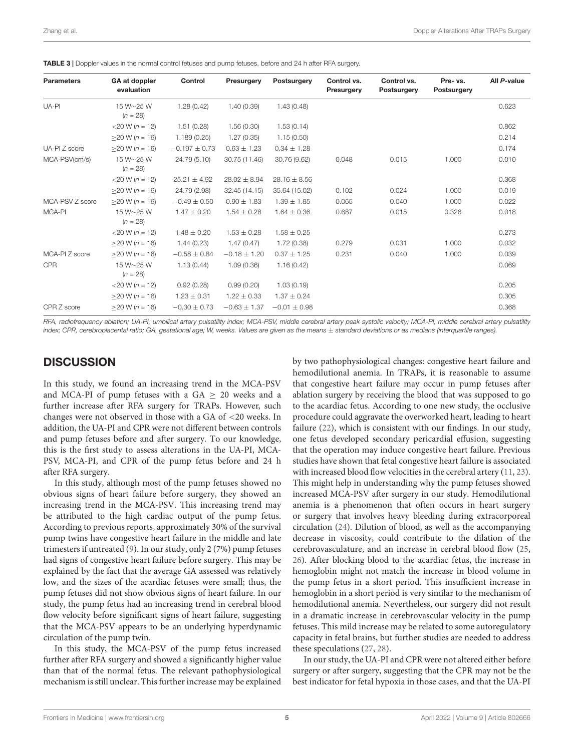**TABLE 3 |** Doppler values in the normal control fetuses and pump fetuses, before and 24 h after RFA surgery.

| Parameters | GA at doppler evaluation | Control | Presurgery | Postsurgery | Control vs. Presurgery | Control vs. Postsurgery | Pre- vs. Postsurgery | All *P*-value |
|---|---|---|---|---|---|---|---|---|
| UA-PI | 15 W∼25 W (*n* = 28) | 1.28 (0.42) | 1.40 (0.39) | 1.43 (0.48) | | | | 0.623 |
| | <20 W (*n* = 12) | 1.51 (0.28) | 1.56 (0.30) | 1.53 (0.14) | | | | 0.862 |
| | ≥20 W (*n* = 16) | 1.189 (0.25) | 1.27 (0.35) | 1.15 (0.50) | | | | 0.214 |
| UA-PI Z score | ≥20 W (*n* = 16) | −0.197 ± 0.73 | 0.63 ± 1.23 | 0.34 ± 1.28 | | | | 0.174 |
| MCA-PSV(cm/s) | 15 W∼25 W (*n* = 28) | 24.79 (5.10) | 30.75 (11.46) | 30.76 (9.62) | 0.048 | 0.015 | 1.000 | 0.010 |
| | <20 W (*n* = 12) | 25.21 ± 4.92 | 28.02 ± 8.94 | 28.16 ± 8.56 | | | | 0.368 |
| | ≥20 W (*n* = 16) | 24.79 (2.98) | 32.45 (14.15) | 35.64 (15.02) | 0.102 | 0.024 | 1.000 | 0.019 |
| MCA-PSV Z score | ≥20 W (*n* = 16) | −0.49 ± 0.50 | 0.90 ± 1.83 | 1.39 ± 1.85 | 0.065 | 0.040 | 1.000 | 0.022 |
| MCA-PI | 15 W∼25 W (*n* = 28) | 1.47 ± 0.20 | 1.54 ± 0.28 | 1.64 ± 0.36 | 0.687 | 0.015 | 0.326 | 0.018 |
| | <20 W (*n* = 12) | 1.48 ± 0.20 | 1.53 ± 0.28 | 1.58 ± 0.25 | | | | 0.273 |
| | ≥20 W (*n* = 16) | 1.44 (0.23) | 1.47 (0.47) | 1.72 (0.38) | 0.279 | 0.031 | 1.000 | 0.032 |
| MCA-PI Z score | ≥20 W (*n* = 16) | −0.58 ± 0.84 | −0.18 ± 1.20 | 0.37 ± 1.25 | 0.231 | 0.040 | 1.000 | 0.039 |
| CPR | 15 W∼25 W (*n* = 28) | 1.13 (0.44) | 1.09 (0.36) | 1.16 (0.42) | | | | 0.069 |
| | <20 W (*n* = 12) | 0.92 (0.28) | 0.99 (0.20) | 1.03 (0.19) | | | | 0.205 |
| | ≥20 W (*n* = 16) | 1.23 ± 0.31 | 1.22 ± 0.33 | 1.37 ± 0.24 | | | | 0.305 |
| CPR Z score | ≥20 W (*n* = 16) | −0.30 ± 0.73 | −0.63 ± 1.37 | −0.01 ± 0.98 | | | | 0.368 |

*RFA, radiofrequency ablation; UA-PI, umbilical artery pulsatility index; MCA-PSV, middle cerebral artery peak systolic velocity; MCA-PI, middle cerebral artery pulsatility index; CPR, cerebroplacental ratio; GA, gestational age; W, weeks. Values are given as the means ± standard deviations or as medians (interquartile ranges).*

## DISCUSSION

In this study, we found an increasing trend in the MCA-PSV and MCA-PI of pump fetuses with a GA ≥ 20 weeks and a further increase after RFA surgery for TRAPs. However, such changes were not observed in those with a GA of <20 weeks. In addition, the UA-PI and CPR were not different between controls and pump fetuses before and after surgery. To our knowledge, this is the first study to assess alterations in the UA-PI, MCA-PSV, MCA-PI, and CPR of the pump fetus before and 24 h after RFA surgery.

In this study, although most of the pump fetuses showed no obvious signs of heart failure before surgery, they showed an increasing trend in the MCA-PSV. This increasing trend may be attributed to the high cardiac output of the pump fetus. According to previous reports, approximately 30% of the survival pump twins have congestive heart failure in the middle and late trimesters if untreated (9). In our study, only 2 (7%) pump fetuses had signs of congestive heart failure before surgery. This may be explained by the fact that the average GA assessed was relatively low, and the sizes of the acardiac fetuses were small; thus, the pump fetuses did not show obvious signs of heart failure. In our study, the pump fetus had an increasing trend in cerebral blood flow velocity before significant signs of heart failure, suggesting that the MCA-PSV appears to be an underlying hyperdynamic circulation of the pump twin.

In this study, the MCA-PSV of the pump fetus increased further after RFA surgery and showed a significantly higher value than that of the normal fetus. The relevant pathophysiological mechanism is still unclear. This further increase may be explained by two pathophysiological changes: congestive heart failure and hemodilutional anemia. In TRAPs, it is reasonable to assume that congestive heart failure may occur in pump fetuses after ablation surgery by receiving the blood that was supposed to go to the acardiac fetus. According to one new study, the occlusive procedure could aggravate the overworked heart, leading to heart failure (22), which is consistent with our findings. In our study, one fetus developed secondary pericardial effusion, suggesting that the operation may induce congestive heart failure. Previous studies have shown that fetal congestive heart failure is associated with increased blood flow velocities in the cerebral artery (11, 23). This might help in understanding why the pump fetuses showed increased MCA-PSV after surgery in our study. Hemodilutional anemia is a phenomenon that often occurs in heart surgery or surgery that involves heavy bleeding during extracorporeal circulation (24). Dilution of blood, as well as the accompanying decrease in viscosity, could contribute to the dilation of the cerebrovasculature, and an increase in cerebral blood flow (25, 26). After blocking blood to the acardiac fetus, the increase in hemoglobin might not match the increase in blood volume in the pump fetus in a short period. This insufficient increase in hemoglobin in a short period is very similar to the mechanism of hemodilutional anemia. Nevertheless, our surgery did not result in a dramatic increase in cerebrovascular velocity in the pump fetuses. This mild increase may be related to some autoregulatory capacity in fetal brains, but further studies are needed to address these speculations (27, 28).

In our study, the UA-PI and CPR were not altered either before surgery or after surgery, suggesting that the CPR may not be the best indicator for fetal hypoxia in those cases, and that the UA-PI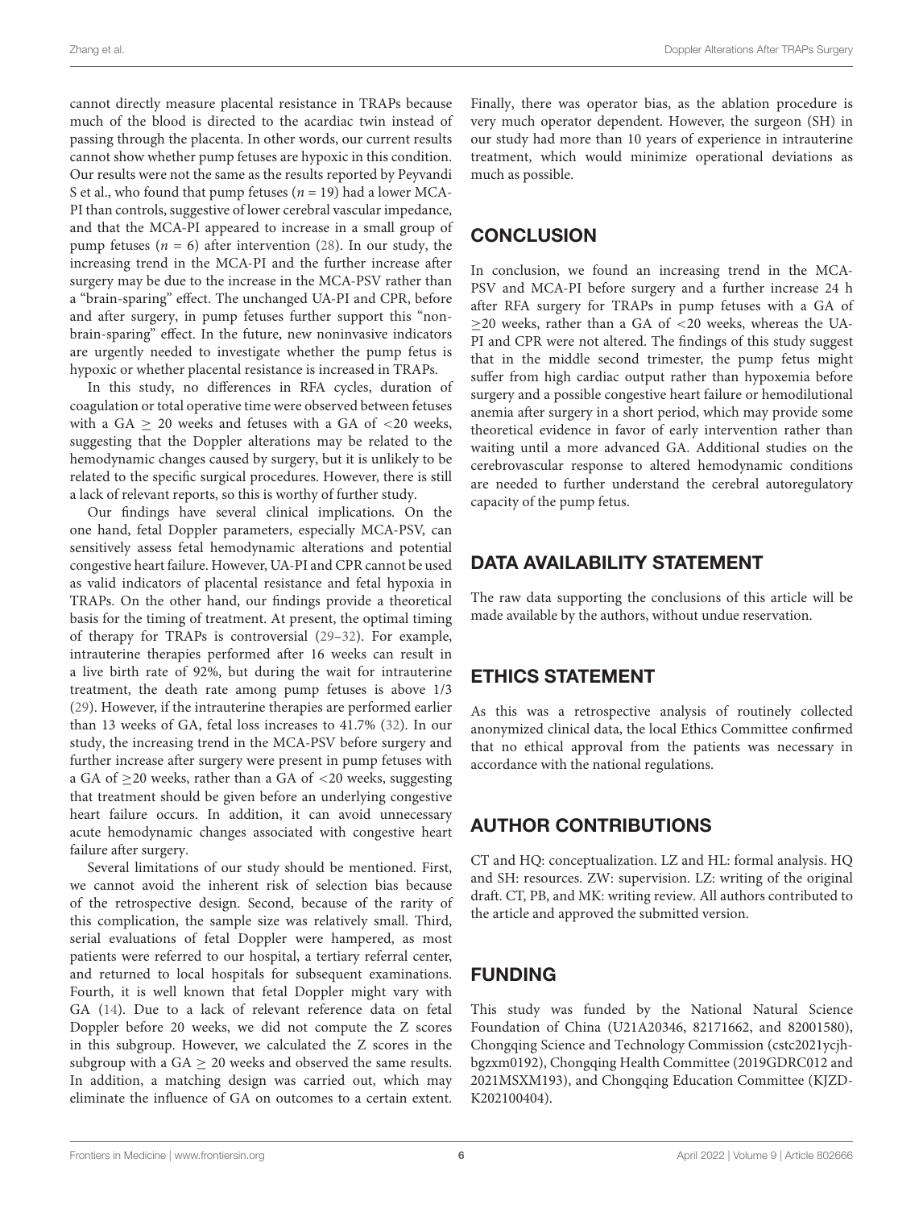cannot directly measure placental resistance in TRAPs because much of the blood is directed to the acardiac twin instead of passing through the placenta. In other words, our current results cannot show whether pump fetuses are hypoxic in this condition. Our results were not the same as the results reported by Peyvandi S et al., who found that pump fetuses ($n = 19$) had a lower MCA-PI than controls, suggestive of lower cerebral vascular impedance, and that the MCA-PI appeared to increase in a small group of pump fetuses ($n = 6$) after intervention (28). In our study, the increasing trend in the MCA-PI and the further increase after surgery may be due to the increase in the MCA-PSV rather than a "brain-sparing" effect. The unchanged UA-PI and CPR, before and after surgery, in pump fetuses further support this "non-brain-sparing" effect. In the future, new noninvasive indicators are urgently needed to investigate whether the pump fetus is hypoxic or whether placental resistance is increased in TRAPs.

In this study, no differences in RFA cycles, duration of coagulation or total operative time were observed between fetuses with a GA $\geq$ 20 weeks and fetuses with a GA of <20 weeks, suggesting that the Doppler alterations may be related to the hemodynamic changes caused by surgery, but it is unlikely to be related to the specific surgical procedures. However, there is still a lack of relevant reports, so this is worthy of further study.

Our findings have several clinical implications. On the one hand, fetal Doppler parameters, especially MCA-PSV, can sensitively assess fetal hemodynamic alterations and potential congestive heart failure. However, UA-PI and CPR cannot be used as valid indicators of placental resistance and fetal hypoxia in TRAPs. On the other hand, our findings provide a theoretical basis for the timing of treatment. At present, the optimal timing of therapy for TRAPs is controversial (29–32). For example, intrauterine therapies performed after 16 weeks can result in a live birth rate of 92%, but during the wait for intrauterine treatment, the death rate among pump fetuses is above 1/3 (29). However, if the intrauterine therapies are performed earlier than 13 weeks of GA, fetal loss increases to 41.7% (32). In our study, the increasing trend in the MCA-PSV before surgery and further increase after surgery were present in pump fetuses with a GA of $\geq$20 weeks, rather than a GA of <20 weeks, suggesting that treatment should be given before an underlying congestive heart failure occurs. In addition, it can avoid unnecessary acute hemodynamic changes associated with congestive heart failure after surgery.

Several limitations of our study should be mentioned. First, we cannot avoid the inherent risk of selection bias because of the retrospective design. Second, because of the rarity of this complication, the sample size was relatively small. Third, serial evaluations of fetal Doppler were hampered, as most patients were referred to our hospital, a tertiary referral center, and returned to local hospitals for subsequent examinations. Fourth, it is well known that fetal Doppler might vary with GA (14). Due to a lack of relevant reference data on fetal Doppler before 20 weeks, we did not compute the Z scores in this subgroup. However, we calculated the Z scores in the subgroup with a GA $\geq$ 20 weeks and observed the same results. In addition, a matching design was carried out, which may eliminate the influence of GA on outcomes to a certain extent. Finally, there was operator bias, as the ablation procedure is very much operator dependent. However, the surgeon (SH) in our study had more than 10 years of experience in intrauterine treatment, which would minimize operational deviations as much as possible.

## CONCLUSION

In conclusion, we found an increasing trend in the MCA-PSV and MCA-PI before surgery and a further increase 24 h after RFA surgery for TRAPs in pump fetuses with a GA of $\geq$20 weeks, rather than a GA of <20 weeks, whereas the UA-PI and CPR were not altered. The findings of this study suggest that in the middle second trimester, the pump fetus might suffer from high cardiac output rather than hypoxemia before surgery and a possible congestive heart failure or hemodilutional anemia after surgery in a short period, which may provide some theoretical evidence in favor of early intervention rather than waiting until a more advanced GA. Additional studies on the cerebrovascular response to altered hemodynamic conditions are needed to further understand the cerebral autoregulatory capacity of the pump fetus.

## DATA AVAILABILITY STATEMENT

The raw data supporting the conclusions of this article will be made available by the authors, without undue reservation.

## ETHICS STATEMENT

As this was a retrospective analysis of routinely collected anonymized clinical data, the local Ethics Committee confirmed that no ethical approval from the patients was necessary in accordance with the national regulations.

## AUTHOR CONTRIBUTIONS

CT and HQ: conceptualization. LZ and HL: formal analysis. HQ and SH: resources. ZW: supervision. LZ: writing of the original draft. CT, PB, and MK: writing review. All authors contributed to the article and approved the submitted version.

## FUNDING

This study was funded by the National Natural Science Foundation of China (U21A20346, 82171662, and 82001580), Chongqing Science and Technology Commission (cstc2021ycjh-bgzxm0192), Chongqing Health Committee (2019GDRC012 and 2021MSXM193), and Chongqing Education Committee (KJZD-K202100404).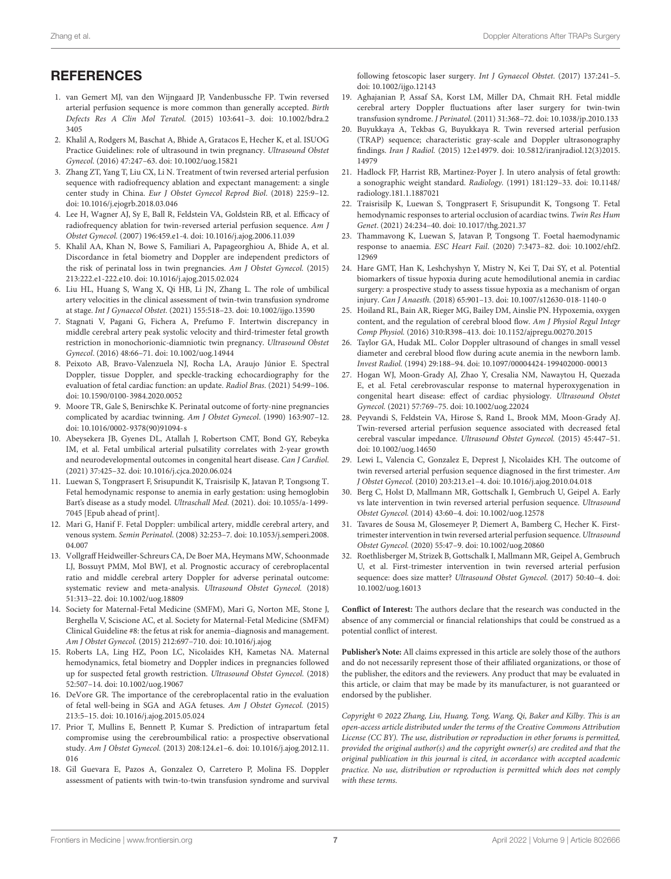## REFERENCES

1. van Gemert MJ, van den Wijngaard JP, Vandenbussche FP. Twin reversed arterial perfusion sequence is more common than generally accepted. *Birth Defects Res A Clin Mol Teratol.* (2015) 103:641–3. doi: 10.1002/bdra.23405
2. Khalil A, Rodgers M, Baschat A, Bhide A, Gratacos E, Hecher K, et al. ISUOG Practice Guidelines: role of ultrasound in twin pregnancy. *Ultrasound Obstet Gynecol.* (2016) 47:247–63. doi: 10.1002/uog.15821
3. Zhang ZT, Yang T, Liu CX, Li N. Treatment of twin reversed arterial perfusion sequence with radiofrequency ablation and expectant management: a single center study in China. *Eur J Obstet Gynecol Reprod Biol.* (2018) 225:9–12. doi: 10.1016/j.ejogrb.2018.03.046
4. Lee H, Wagner AJ, Sy E, Ball R, Feldstein VA, Goldstein RB, et al. Efficacy of radiofrequency ablation for twin-reversed arterial perfusion sequence. *Am J Obstet Gynecol.* (2007) 196:459.e1-4. doi: 10.1016/j.ajog.2006.11.039
5. Khalil AA, Khan N, Bowe S, Familiari A, Papageorghiou A, Bhide A, et al. Discordance in fetal biometry and Doppler are independent predictors of the risk of perinatal loss in twin pregnancies. *Am J Obstet Gynecol.* (2015) 213:222.e1-222.e10. doi: 10.1016/j.ajog.2015.02.024
6. Liu HL, Huang S, Wang X, Qi HB, Li JN, Zhang L. The role of umbilical artery velocities in the clinical assessment of twin-twin transfusion syndrome at stage. *Int J Gynaecol Obstet.* (2021) 155:518–23. doi: 10.1002/ijgo.13590
7. Stagnati V, Pagani G, Fichera A, Prefumo F. Intertwin discrepancy in middle cerebral artery peak systolic velocity and third-trimester fetal growth restriction in monochorionic-diamniotic twin pregnancy. *Ultrasound Obstet Gynecol.* (2016) 48:66–71. doi: 10.1002/uog.14944
8. Peixoto AB, Bravo-Valenzuela NJ, Rocha LA, Araujo Júnior E. Spectral Doppler, tissue Doppler, and speckle-tracking echocardiography for the evaluation of fetal cardiac function: an update. *Radiol Bras.* (2021) 54:99–106. doi: 10.1590/0100-3984.2020.0052
9. Moore TR, Gale S, Benirschke K. Perinatal outcome of forty-nine pregnancies complicated by acardiac twinning. *Am J Obstet Gynecol.* (1990) 163:907–12. doi: 10.1016/0002-9378(90)91094-s
10. Abeysekera JB, Gyenes DL, Atallah J, Robertson CMT, Bond GY, Rebeyka IM, et al. Fetal umbilical arterial pulsatility correlates with 2-year growth and neurodevelopmental outcomes in congenital heart disease. *Can J Cardiol.* (2021) 37:425–32. doi: 10.1016/j.cjca.2020.06.024
11. Luewan S, Tongprasert F, Srisupundit K, Traisrisilp K, Jatavan P, Tongsong T. Fetal hemodynamic response to anemia in early gestation: using hemoglobin Bart's disease as a study model. *Ultraschall Med.* (2021). doi: 10.1055/a-1499-7045 [Epub ahead of print].
12. Mari G, Hanif F. Fetal Doppler: umbilical artery, middle cerebral artery, and venous system. *Semin Perinatol.* (2008) 32:253–7. doi: 10.1053/j.semperi.2008.04.007
13. Vollgraff Heidweiller-Schreurs CA, De Boer MA, Heymans MW, Schoonmade LJ, Bossuyt PMM, Mol BWJ, et al. Prognostic accuracy of cerebroplacental ratio and middle cerebral artery Doppler for adverse perinatal outcome: systematic review and meta-analysis. *Ultrasound Obstet Gynecol.* (2018) 51:313–22. doi: 10.1002/uog.18809
14. Society for Maternal-Fetal Medicine (SMFM), Mari G, Norton ME, Stone J, Berghella V, Sciscione AC, et al. Society for Maternal-Fetal Medicine (SMFM) Clinical Guideline #8: the fetus at risk for anemia–diagnosis and management. *Am J Obstet Gynecol.* (2015) 212:697–710. doi: 10.1016/j.ajog
15. Roberts LA, Ling HZ, Poon LC, Nicolaides KH, Kametas NA. Maternal hemodynamics, fetal biometry and Doppler indices in pregnancies followed up for suspected fetal growth restriction. *Ultrasound Obstet Gynecol.* (2018) 52:507–14. doi: 10.1002/uog.19067
16. DeVore GR. The importance of the cerebroplacental ratio in the evaluation of fetal well-being in SGA and AGA fetuses. *Am J Obstet Gynecol.* (2015) 213:5–15. doi: 10.1016/j.ajog.2015.05.024
17. Prior T, Mullins E, Bennett P, Kumar S. Prediction of intrapartum fetal compromise using the cerebroumbilical ratio: a prospective observational study. *Am J Obstet Gynecol.* (2013) 208:124.e1–6. doi: 10.1016/j.ajog.2012.11.016
18. Gil Guevara E, Pazos A, Gonzalez O, Carretero P, Molina FS. Doppler assessment of patients with twin-to-twin transfusion syndrome and survival following fetoscopic laser surgery. *Int J Gynaecol Obstet.* (2017) 137:241–5. doi: 10.1002/ijgo.12143
19. Aghajanian P, Assaf SA, Korst LM, Miller DA, Chmait RH. Fetal middle cerebral artery Doppler fluctuations after laser surgery for twin-twin transfusion syndrome. *J Perinatol.* (2011) 31:368–72. doi: 10.1038/jp.2010.133
20. Buyukkaya A, Tekbas G, Buyukkaya R. Twin reversed arterial perfusion (TRAP) sequence; characteristic gray-scale and Doppler ultrasonography findings. *Iran J Radiol.* (2015) 12:e14979. doi: 10.5812/iranjradiol.12(3)2015.14979
21. Hadlock FP, Harrist RB, Martinez-Poyer J. In utero analysis of fetal growth: a sonographic weight standard. *Radiology.* (1991) 181:129–33. doi: 10.1148/radiology.181.1.1887021
22. Traisrisilp K, Luewan S, Tongprasert F, Srisupundit K, Tongsong T. Fetal hemodynamic responses to arterial occlusion of acardiac twins. *Twin Res Hum Genet.* (2021) 24:234–40. doi: 10.1017/thg.2021.37
23. Thammavong K, Luewan S, Jatavan P, Tongsong T. Foetal haemodynamic response to anaemia. *ESC Heart Fail.* (2020) 7:3473–82. doi: 10.1002/ehf2.12969
24. Hare GMT, Han K, Leshchyshyn Y, Mistry N, Kei T, Dai SY, et al. Potential biomarkers of tissue hypoxia during acute hemodilutional anemia in cardiac surgery: a prospective study to assess tissue hypoxia as a mechanism of organ injury. *Can J Anaesth.* (2018) 65:901–13. doi: 10.1007/s12630-018-1140-0
25. Hoiland RL, Bain AR, Rieger MG, Bailey DM, Ainslie PN. Hypoxemia, oxygen content, and the regulation of cerebral blood flow. *Am J Physiol Regul Integr Comp Physiol.* (2016) 310:R398–413. doi: 10.1152/ajpregu.00270.2015
26. Taylor GA, Hudak ML. Color Doppler ultrasound of changes in small vessel diameter and cerebral blood flow during acute anemia in the newborn lamb. *Invest Radiol.* (1994) 29:188–94. doi: 10.1097/00004424-199402000-00013
27. Hogan WJ, Moon-Grady AJ, Zhao Y, Cresalia NM, Nawaytou H, Quezada E, et al. Fetal cerebrovascular response to maternal hyperoxygenation in congenital heart disease: effect of cardiac physiology. *Ultrasound Obstet Gynecol.* (2021) 57:769–75. doi: 10.1002/uog.22024
28. Peyvandi S, Feldstein VA, Hirose S, Rand L, Brook MM, Moon-Grady AJ. Twin-reversed arterial perfusion sequence associated with decreased fetal cerebral vascular impedance. *Ultrasound Obstet Gynecol.* (2015) 45:447–51. doi: 10.1002/uog.14650
29. Lewi L, Valencia C, Gonzalez E, Deprest J, Nicolaides KH. The outcome of twin reversed arterial perfusion sequence diagnosed in the first trimester. *Am J Obstet Gynecol.* (2010) 203:213.e1–4. doi: 10.1016/j.ajog.2010.04.018
30. Berg C, Holst D, Mallmann MR, Gottschalk I, Gembruch U, Geipel A. Early vs late intervention in twin reversed arterial perfusion sequence. *Ultrasound Obstet Gynecol.* (2014) 43:60–4. doi: 10.1002/uog.12578
31. Tavares de Sousa M, Glosemeyer P, Diemert A, Bamberg C, Hecher K. First-trimester intervention in twin reversed arterial perfusion sequence. *Ultrasound Obstet Gynecol.* (2020) 55:47–9. doi: 10.1002/uog.20860
32. Roethlisberger M, Strizek B, Gottschalk I, Mallmann MR, Geipel A, Gembruch U, et al. First-trimester intervention in twin reversed arterial perfusion sequence: does size matter? *Ultrasound Obstet Gynecol.* (2017) 50:40–4. doi: 10.1002/uog.16013

**Conflict of Interest:** The authors declare that the research was conducted in the absence of any commercial or financial relationships that could be construed as a potential conflict of interest.

**Publisher's Note:** All claims expressed in this article are solely those of the authors and do not necessarily represent those of their affiliated organizations, or those of the publisher, the editors and the reviewers. Any product that may be evaluated in this article, or claim that may be made by its manufacturer, is not guaranteed or endorsed by the publisher.

*Copyright © 2022 Zhang, Liu, Huang, Tong, Wang, Qi, Baker and Kilby. This is an open-access article distributed under the terms of the Creative Commons Attribution License (CC BY). The use, distribution or reproduction in other forums is permitted, provided the original author(s) and the copyright owner(s) are credited and that the original publication in this journal is cited, in accordance with accepted academic practice. No use, distribution or reproduction is permitted which does not comply with these terms.*